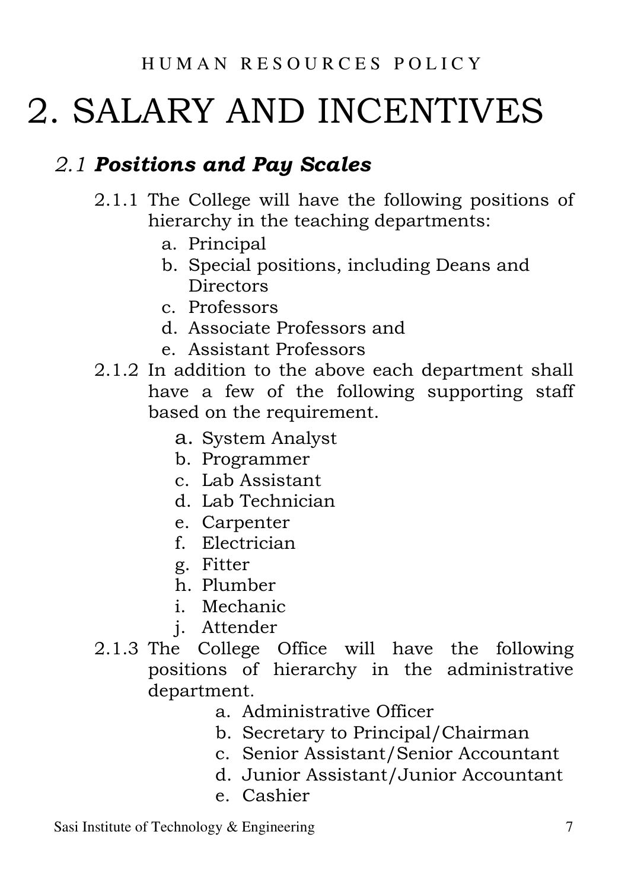# 2. SALARY AND INCENTIVES

## *2.1* ***Positions and Pay Scales***

2.1.1 The College will have the following positions of hierarchy in the teaching departments:

   a. Principal
   b. Special positions, including Deans and Directors
   c. Professors
   d. Associate Professors and
   e. Assistant Professors

2.1.2 In addition to the above each department shall have a few of the following supporting staff based on the requirement.

   a. System Analyst
   b. Programmer
   c. Lab Assistant
   d. Lab Technician
   e. Carpenter
   f. Electrician
   g. Fitter
   h. Plumber
   i. Mechanic
   j. Attender

2.1.3 The College Office will have the following positions of hierarchy in the administrative department.

   a. Administrative Officer
   b. Secretary to Principal/Chairman
   c. Senior Assistant/Senior Accountant
   d. Junior Assistant/Junior Accountant
   e. Cashier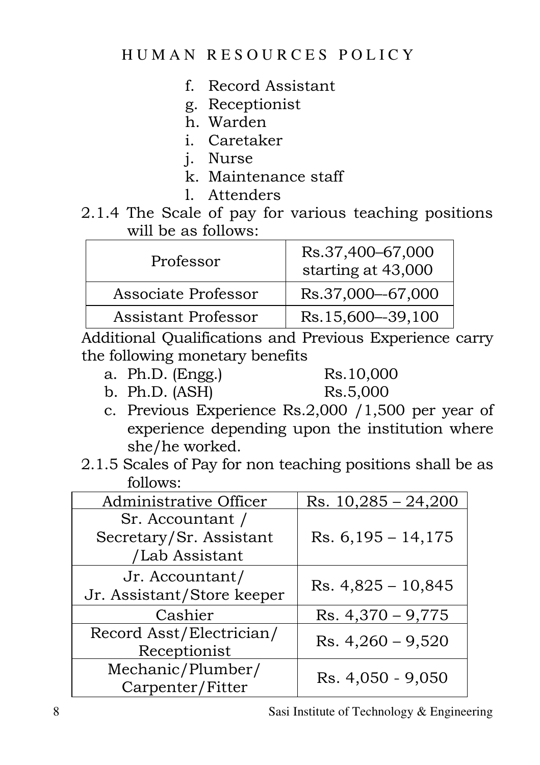f. Record Assistant
g. Receptionist
h. Warden
i. Caretaker
j. Nurse
k. Maintenance staff
l. Attenders

2.1.4 The Scale of pay for various teaching positions will be as follows:

| Professor | Rs.37,400–67,000 starting at 43,000 |
|---|---|
| Associate Professor | Rs.37,000-–67,000 |
| Assistant Professor | Rs.15,600-–39,100 |

Additional Qualifications and Previous Experience carry the following monetary benefits

a. Ph.D. (Engg.) Rs.10,000
b. Ph.D. (ASH) Rs.5,000
c. Previous Experience Rs.2,000 /1,500 per year of experience depending upon the institution where she/he worked.

2.1.5 Scales of Pay for non teaching positions shall be as follows:

| Administrative Officer | Rs. 10,285 – 24,200 |
|---|---|
| Sr. Accountant / Secretary/Sr. Assistant /Lab Assistant | Rs. 6,195 – 14,175 |
| Jr. Accountant/ Jr. Assistant/Store keeper | Rs. 4,825 – 10,845 |
| Cashier | Rs. 4,370 – 9,775 |
| Record Asst/Electrician/ Receptionist | Rs. 4,260 – 9,520 |
| Mechanic/Plumber/ Carpenter/Fitter | Rs. 4,050 - 9,050 |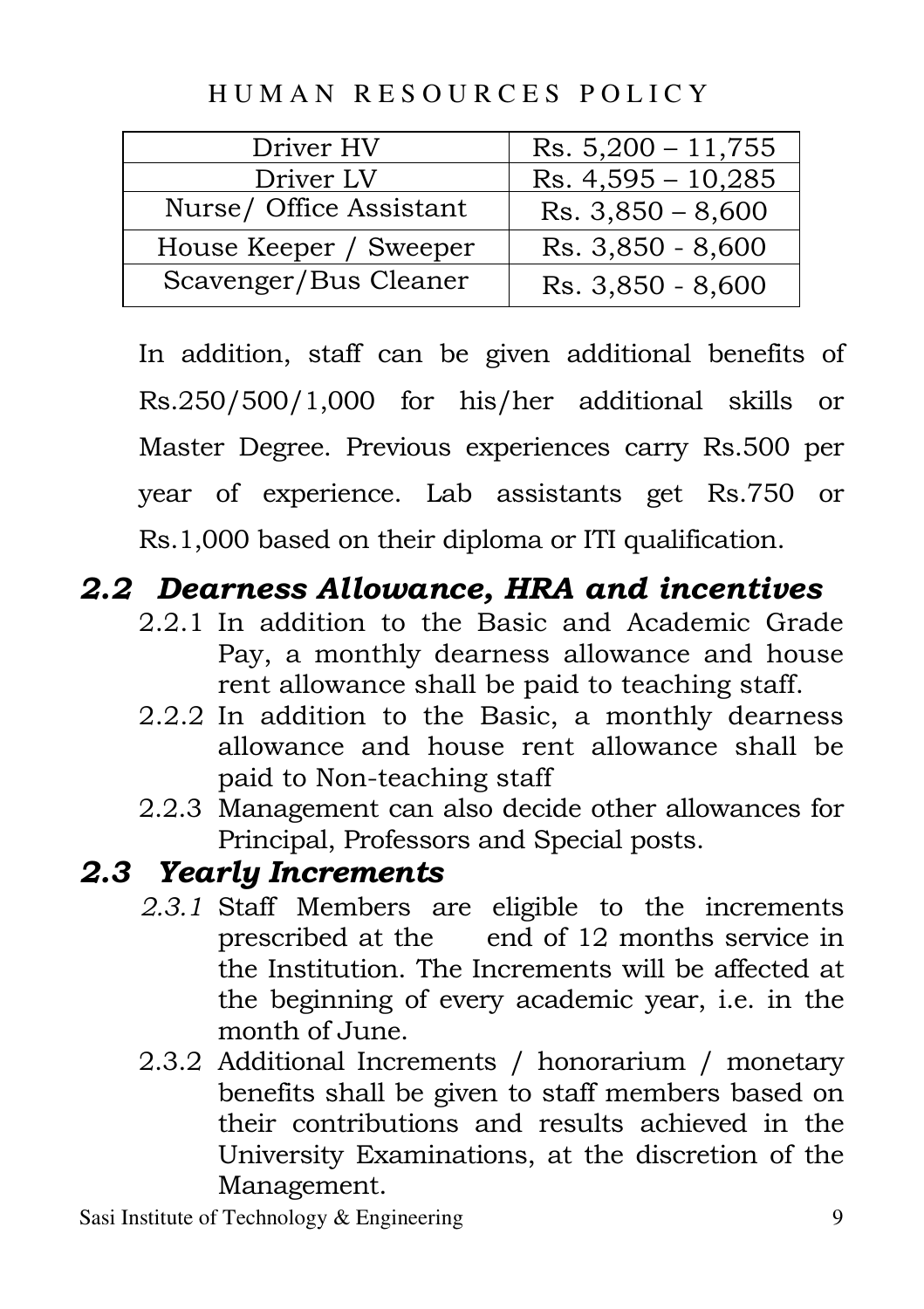| Driver HV | Rs. 5,200 – 11,755 |
|---|---|
| Driver LV | Rs. 4,595 – 10,285 |
| Nurse/ Office Assistant | Rs. 3,850 – 8,600 |
| House Keeper / Sweeper | Rs. 3,850 - 8,600 |
| Scavenger/Bus Cleaner | Rs. 3,850 - 8,600 |

In addition, staff can be given additional benefits of Rs.250/500/1,000 for his/her additional skills or Master Degree. Previous experiences carry Rs.500 per year of experience. Lab assistants get Rs.750 or Rs.1,000 based on their diploma or ITI qualification.

## *2.2 Dearness Allowance, HRA and incentives*

2.2.1 In addition to the Basic and Academic Grade Pay, a monthly dearness allowance and house rent allowance shall be paid to teaching staff.

2.2.2 In addition to the Basic, a monthly dearness allowance and house rent allowance shall be paid to Non-teaching staff

2.2.3 Management can also decide other allowances for Principal, Professors and Special posts.

## *2.3 Yearly Increments*

*2.3.1* Staff Members are eligible to the increments prescribed at the end of 12 months service in the Institution. The Increments will be affected at the beginning of every academic year, i.e. in the month of June.

2.3.2 Additional Increments / honorarium / monetary benefits shall be given to staff members based on their contributions and results achieved in the University Examinations, at the discretion of the Management.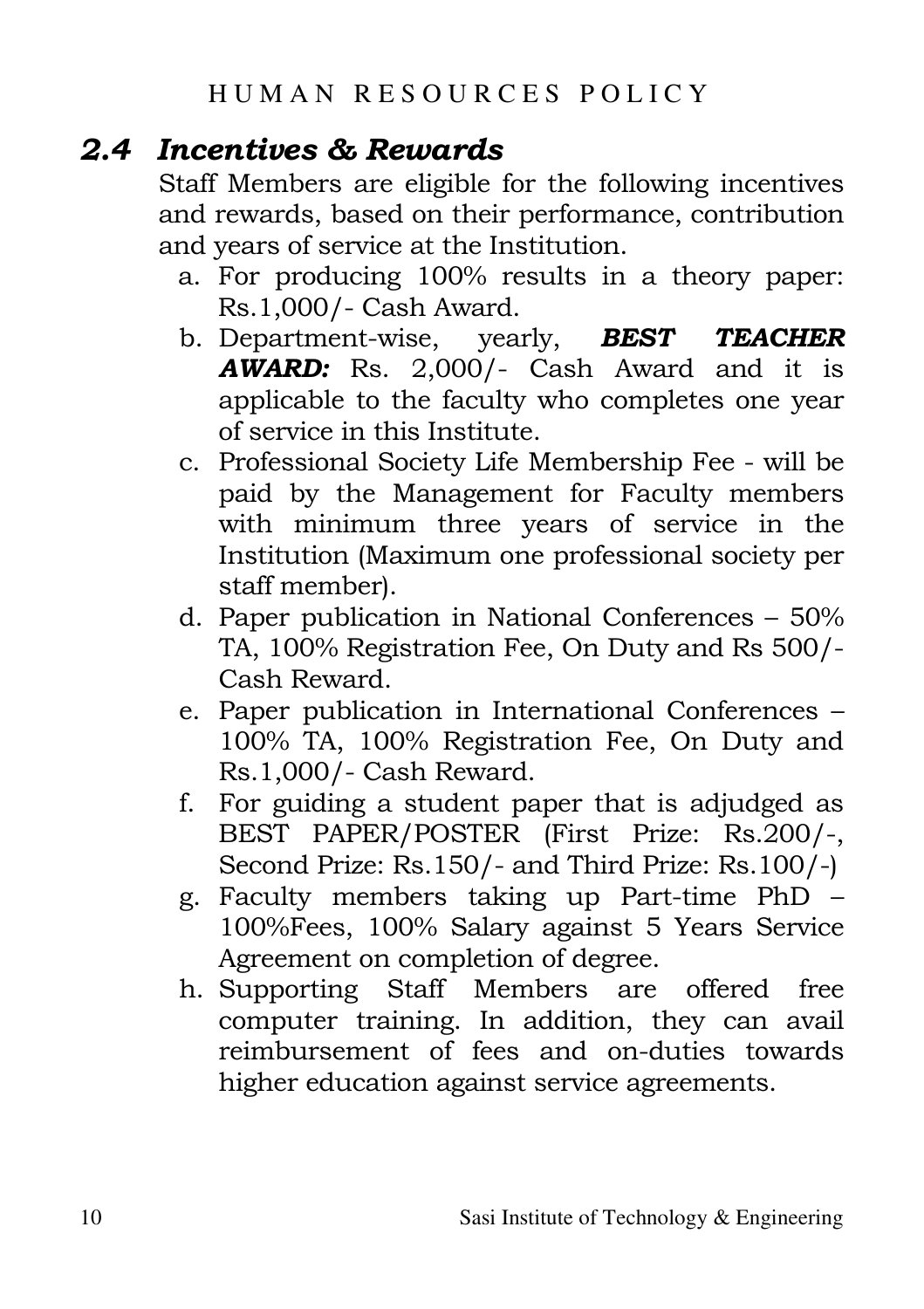## *2.4 Incentives & Rewards*

Staff Members are eligible for the following incentives and rewards, based on their performance, contribution and years of service at the Institution.

a. For producing 100% results in a theory paper: Rs.1,000/- Cash Award.
b. Department-wise, yearly, ***BEST TEACHER AWARD:*** Rs. 2,000/- Cash Award and it is applicable to the faculty who completes one year of service in this Institute.
c. Professional Society Life Membership Fee - will be paid by the Management for Faculty members with minimum three years of service in the Institution (Maximum one professional society per staff member).
d. Paper publication in National Conferences – 50% TA, 100% Registration Fee, On Duty and Rs 500/- Cash Reward.
e. Paper publication in International Conferences – 100% TA, 100% Registration Fee, On Duty and Rs.1,000/- Cash Reward.
f. For guiding a student paper that is adjudged as BEST PAPER/POSTER (First Prize: Rs.200/-, Second Prize: Rs.150/- and Third Prize: Rs.100/-)
g. Faculty members taking up Part-time PhD – 100%Fees, 100% Salary against 5 Years Service Agreement on completion of degree.
h. Supporting Staff Members are offered free computer training. In addition, they can avail reimbursement of fees and on-duties towards higher education against service agreements.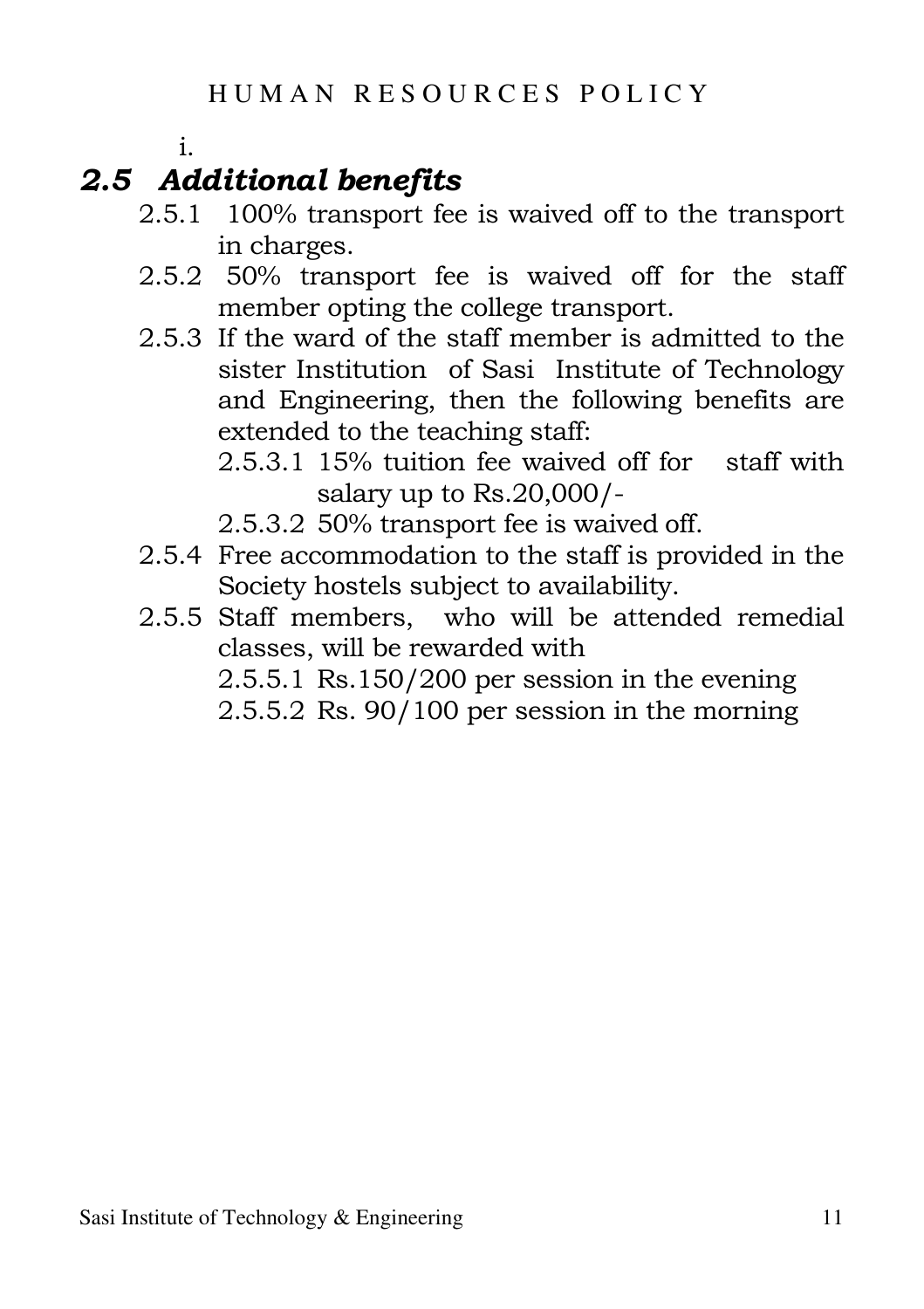i.

## *2.5 Additional benefits*

2.5.1 100% transport fee is waived off to the transport in charges.

2.5.2 50% transport fee is waived off for the staff member opting the college transport.

2.5.3 If the ward of the staff member is admitted to the sister Institution of Sasi Institute of Technology and Engineering, then the following benefits are extended to the teaching staff:

2.5.3.1 15% tuition fee waived off for staff with salary up to Rs.20,000/-

2.5.3.2 50% transport fee is waived off.

2.5.4 Free accommodation to the staff is provided in the Society hostels subject to availability.

2.5.5 Staff members, who will be attended remedial classes, will be rewarded with

2.5.5.1 Rs.150/200 per session in the evening

2.5.5.2 Rs. 90/100 per session in the morning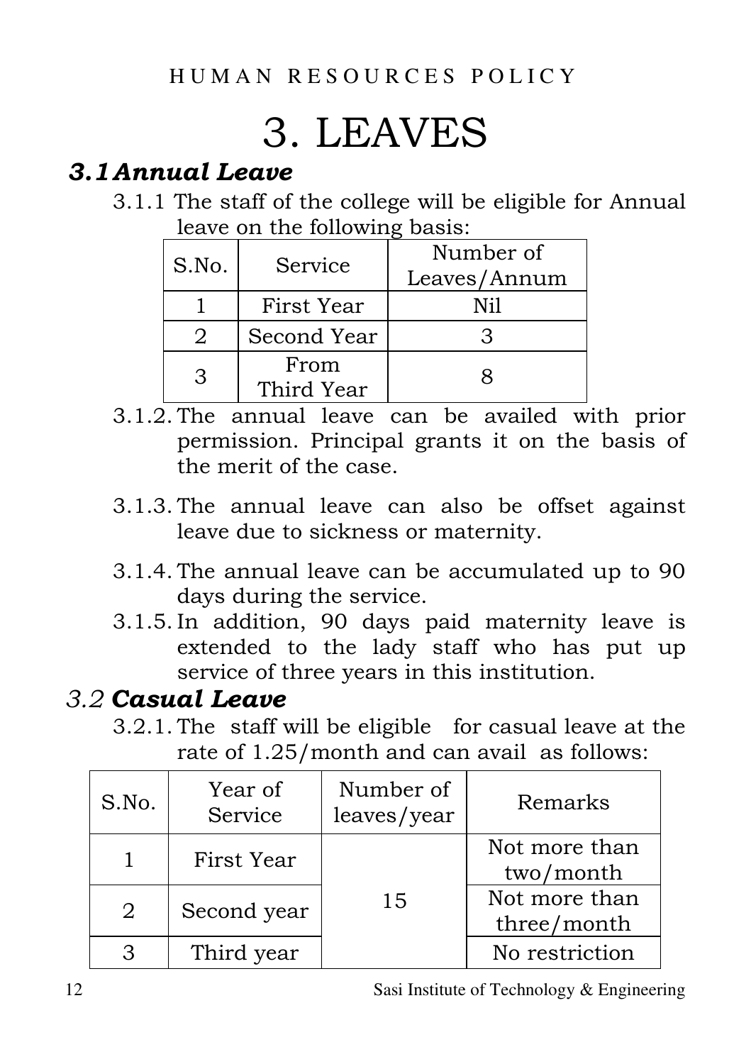# 3. LEAVES

## *3.1 Annual Leave*

3.1.1 The staff of the college will be eligible for Annual leave on the following basis:

| S.No. | Service | Number of Leaves/Annum |
|---|---|---|
| 1 | First Year | Nil |
| 2 | Second Year | 3 |
| 3 | From Third Year | 8 |

3.1.2. The annual leave can be availed with prior permission. Principal grants it on the basis of the merit of the case.

3.1.3. The annual leave can also be offset against leave due to sickness or maternity.

3.1.4. The annual leave can be accumulated up to 90 days during the service.

3.1.5. In addition, 90 days paid maternity leave is extended to the lady staff who has put up service of three years in this institution.

## *3.2* ***Casual Leave***

3.2.1. The staff will be eligible for casual leave at the rate of 1.25/month and can avail as follows:

| S.No. | Year of Service | Number of leaves/year | Remarks |
|---|---|---|---|
| 1 | First Year | 15 | Not more than two/month |
| 2 | Second year | | Not more than three/month |
| 3 | Third year | | No restriction |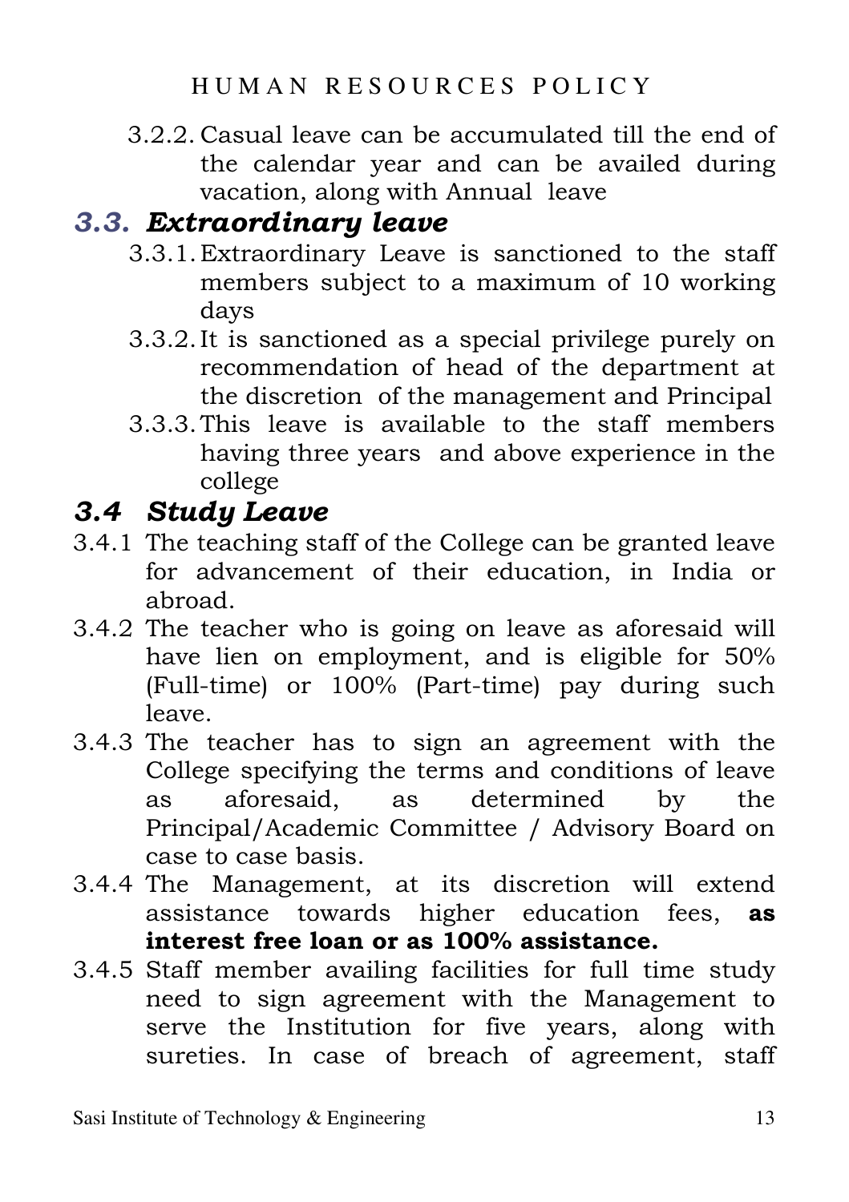3.2.2. Casual leave can be accumulated till the end of the calendar year and can be availed during vacation, along with Annual leave

## *3.3. Extraordinary leave*

3.3.1. Extraordinary Leave is sanctioned to the staff members subject to a maximum of 10 working days

3.3.2. It is sanctioned as a special privilege purely on recommendation of head of the department at the discretion of the management and Principal

3.3.3. This leave is available to the staff members having three years and above experience in the college

## *3.4 Study Leave*

3.4.1 The teaching staff of the College can be granted leave for advancement of their education, in India or abroad.

3.4.2 The teacher who is going on leave as aforesaid will have lien on employment, and is eligible for 50% (Full-time) or 100% (Part-time) pay during such leave.

3.4.3 The teacher has to sign an agreement with the College specifying the terms and conditions of leave as aforesaid, as determined by the Principal/Academic Committee / Advisory Board on case to case basis.

3.4.4 The Management, at its discretion will extend assistance towards higher education fees, **as interest free loan or as 100% assistance.**

3.4.5 Staff member availing facilities for full time study need to sign agreement with the Management to serve the Institution for five years, along with sureties. In case of breach of agreement, staff